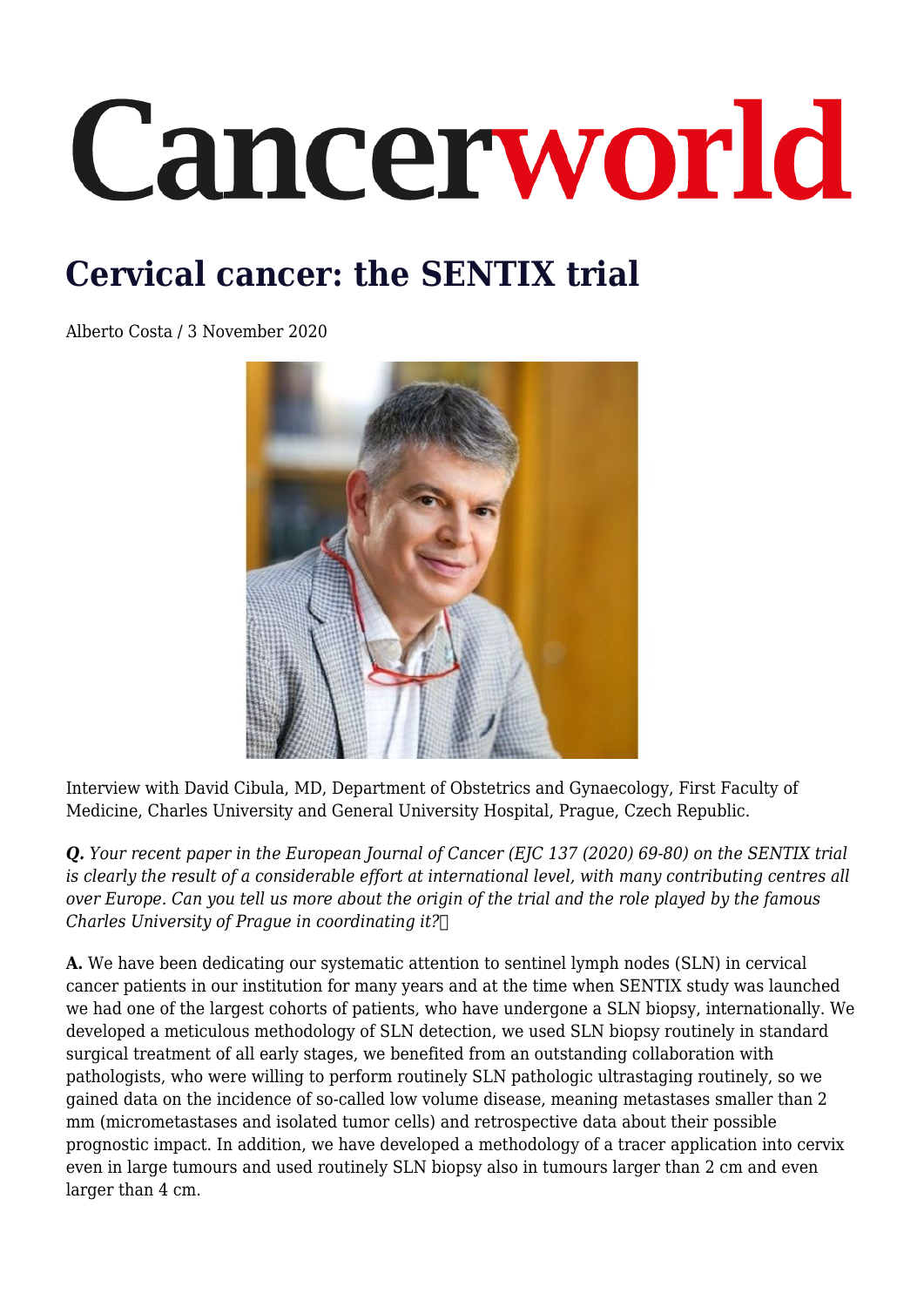# Cancerworld

## Cervical cancer: the SENTIX trial

Alberto Costa / 3 November 2020

Interview with David Cibula, MD, Department of Obstetrics and Gynaecology, First Faculty of Medicine, Charles University and General University Hospital, Prague, Czech Republic.

***Q.*** *Your recent paper in the European Journal of Cancer (EJC 137 (2020) 69-80) on the SENTIX trial is clearly the result of a considerable effort at international level, with many contributing centres all over Europe. Can you tell us more about the origin of the trial and the role played by the famous Charles University of Prague in coordinating it?*

**A.** We have been dedicating our systematic attention to sentinel lymph nodes (SLN) in cervical cancer patients in our institution for many years and at the time when SENTIX study was launched we had one of the largest cohorts of patients, who have undergone a SLN biopsy, internationally. We developed a meticulous methodology of SLN detection, we used SLN biopsy routinely in standard surgical treatment of all early stages, we benefited from an outstanding collaboration with pathologists, who were willing to perform routinely SLN pathologic ultrastaging routinely, so we gained data on the incidence of so-called low volume disease, meaning metastases smaller than 2 mm (micrometastases and isolated tumor cells) and retrospective data about their possible prognostic impact. In addition, we have developed a methodology of a tracer application into cervix even in large tumours and used routinely SLN biopsy also in tumours larger than 2 cm and even larger than 4 cm.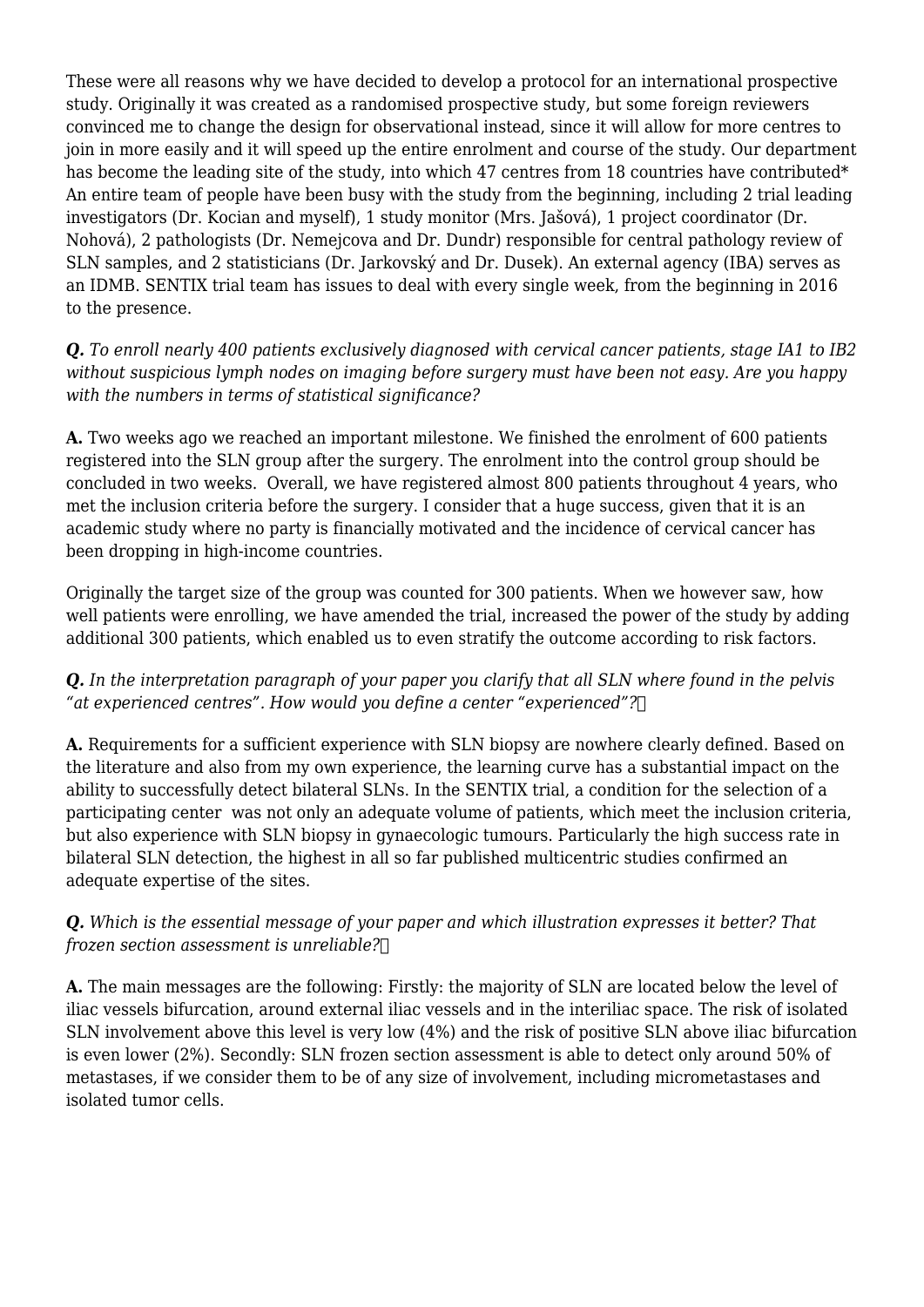These were all reasons why we have decided to develop a protocol for an international prospective study. Originally it was created as a randomised prospective study, but some foreign reviewers convinced me to change the design for observational instead, since it will allow for more centres to join in more easily and it will speed up the entire enrolment and course of the study. Our department has become the leading site of the study, into which 47 centres from 18 countries have contributed* An entire team of people have been busy with the study from the beginning, including 2 trial leading investigators (Dr. Kocian and myself), 1 study monitor (Mrs. Jašová), 1 project coordinator (Dr. Nohová), 2 pathologists (Dr. Nemejcova and Dr. Dundr) responsible for central pathology review of SLN samples, and 2 statisticians (Dr. Jarkovský and Dr. Dusek). An external agency (IBA) serves as an IDMB. SENTIX trial team has issues to deal with every single week, from the beginning in 2016 to the presence.

***Q.*** *To enroll nearly 400 patients exclusively diagnosed with cervical cancer patients, stage IA1 to IB2 without suspicious lymph nodes on imaging before surgery must have been not easy. Are you happy with the numbers in terms of statistical significance?*

**A.** Two weeks ago we reached an important milestone. We finished the enrolment of 600 patients registered into the SLN group after the surgery. The enrolment into the control group should be concluded in two weeks. Overall, we have registered almost 800 patients throughout 4 years, who met the inclusion criteria before the surgery. I consider that a huge success, given that it is an academic study where no party is financially motivated and the incidence of cervical cancer has been dropping in high-income countries.

Originally the target size of the group was counted for 300 patients. When we however saw, how well patients were enrolling, we have amended the trial, increased the power of the study by adding additional 300 patients, which enabled us to even stratify the outcome according to risk factors.

***Q.*** *In the interpretation paragraph of your paper you clarify that all SLN where found in the pelvis "at experienced centres". How would you define a center "experienced"?*

**A.** Requirements for a sufficient experience with SLN biopsy are nowhere clearly defined. Based on the literature and also from my own experience, the learning curve has a substantial impact on the ability to successfully detect bilateral SLNs. In the SENTIX trial, a condition for the selection of a participating center was not only an adequate volume of patients, which meet the inclusion criteria, but also experience with SLN biopsy in gynaecologic tumours. Particularly the high success rate in bilateral SLN detection, the highest in all so far published multicentric studies confirmed an adequate expertise of the sites.

***Q.*** *Which is the essential message of your paper and which illustration expresses it better? That frozen section assessment is unreliable?*

**A.** The main messages are the following: Firstly: the majority of SLN are located below the level of iliac vessels bifurcation, around external iliac vessels and in the interiliac space. The risk of isolated SLN involvement above this level is very low (4%) and the risk of positive SLN above iliac bifurcation is even lower (2%). Secondly: SLN frozen section assessment is able to detect only around 50% of metastases, if we consider them to be of any size of involvement, including micrometastases and isolated tumor cells.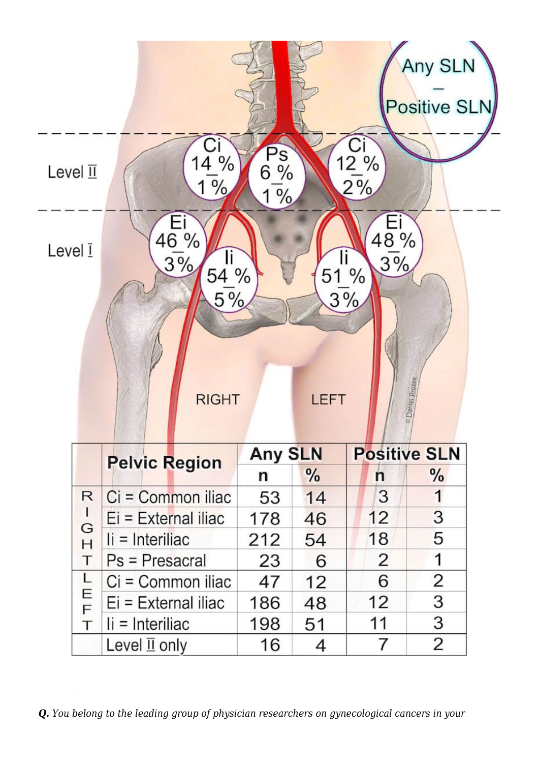| | Pelvic Region | Any SLN | | Positive SLN | |
|---|---|---|---|---|---|
| | | n | % | n | % |
| RIGHT | Ci = Common iliac | 53 | 14 | 3 | 1 |
| | Ei = External iliac | 178 | 46 | 12 | 3 |
| | Ii = Interiliac | 212 | 54 | 18 | 5 |
| | Ps = Presacral | 23 | 6 | 2 | 1 |
| LEFT | Ci = Common iliac | 47 | 12 | 6 | 2 |
| | Ei = External iliac | 186 | 48 | 12 | 3 |
| | Ii = Interiliac | 198 | 51 | 11 | 3 |
| | Level II only | 16 | 4 | 7 | 2 |

***Q.*** *You belong to the leading group of physician researchers on gynecological cancers in your*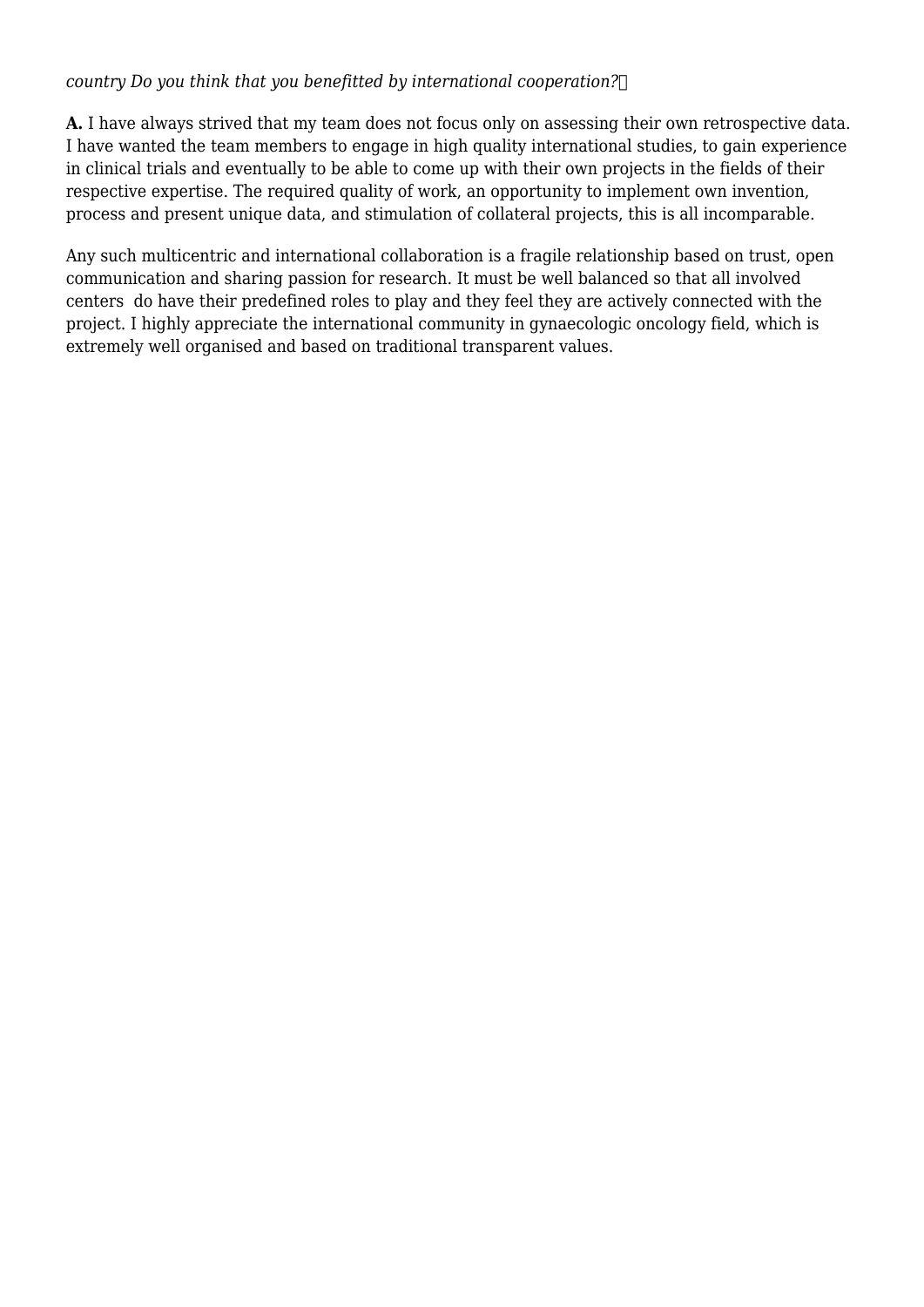*country Do you think that you benefitted by international cooperation?*

**A.** I have always strived that my team does not focus only on assessing their own retrospective data. I have wanted the team members to engage in high quality international studies, to gain experience in clinical trials and eventually to be able to come up with their own projects in the fields of their respective expertise. The required quality of work, an opportunity to implement own invention, process and present unique data, and stimulation of collateral projects, this is all incomparable.

Any such multicentric and international collaboration is a fragile relationship based on trust, open communication and sharing passion for research. It must be well balanced so that all involved centers do have their predefined roles to play and they feel they are actively connected with the project. I highly appreciate the international community in gynaecologic oncology field, which is extremely well organised and based on traditional transparent values.